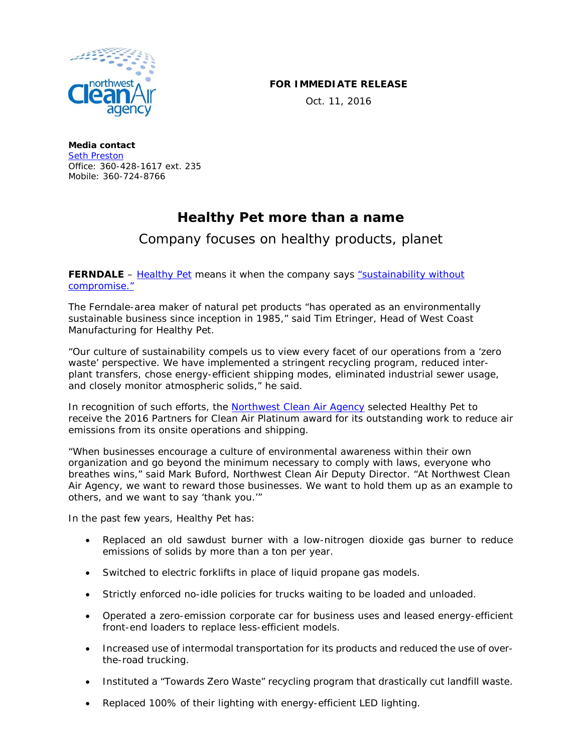**FOR IMMEDIATE RELEASE**

Oct. 11, 2016

**Media contact**
Seth Preston
Office: 360-428-1617 ext. 235
Mobile: 360-724-8766

# Healthy Pet more than a name

## Company focuses on healthy products, planet

**FERNDALE** – Healthy Pet means it when the company says "sustainability without compromise."

The Ferndale-area maker of natural pet products "has operated as an environmentally sustainable business since inception in 1985," said Tim Etringer, Head of West Coast Manufacturing for Healthy Pet.

"Our culture of sustainability compels us to view every facet of our operations from a 'zero waste' perspective. We have implemented a stringent recycling program, reduced inter-plant transfers, chose energy-efficient shipping modes, eliminated industrial sewer usage, and closely monitor atmospheric solids," he said.

In recognition of such efforts, the Northwest Clean Air Agency selected Healthy Pet to receive the 2016 Partners for Clean Air Platinum award for its outstanding work to reduce air emissions from its onsite operations and shipping.

"When businesses encourage a culture of environmental awareness within their own organization and go beyond the minimum necessary to comply with laws, everyone who breathes wins," said Mark Buford, Northwest Clean Air Deputy Director. "At Northwest Clean Air Agency, we want to reward those businesses. We want to hold them up as an example to others, and we want to say 'thank you.'"

In the past few years, Healthy Pet has:

- Replaced an old sawdust burner with a low-nitrogen dioxide gas burner to reduce emissions of solids by more than a ton per year.
- Switched to electric forklifts in place of liquid propane gas models.
- Strictly enforced no-idle policies for trucks waiting to be loaded and unloaded.
- Operated a zero-emission corporate car for business uses and leased energy-efficient front-end loaders to replace less-efficient models.
- Increased use of intermodal transportation for its products and reduced the use of over-the-road trucking.
- Instituted a "Towards Zero Waste" recycling program that drastically cut landfill waste.
- Replaced 100% of their lighting with energy-efficient LED lighting.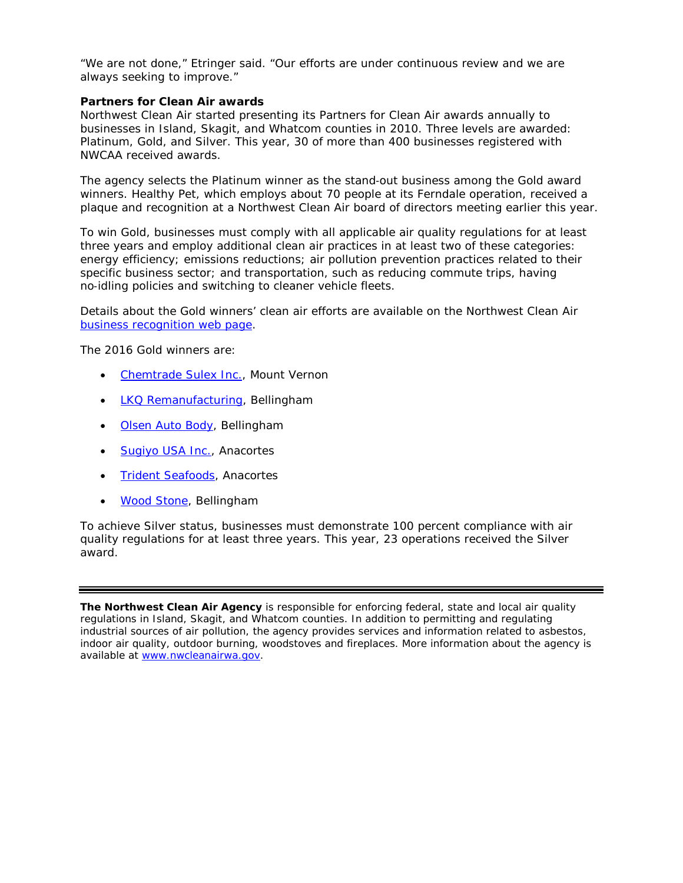"We are not done," Etringer said. "Our efforts are under continuous review and we are always seeking to improve."

**Partners for Clean Air awards**

Northwest Clean Air started presenting its Partners for Clean Air awards annually to businesses in Island, Skagit, and Whatcom counties in 2010. Three levels are awarded: Platinum, Gold, and Silver. This year, 30 of more than 400 businesses registered with NWCAA received awards.

The agency selects the Platinum winner as the stand-out business among the Gold award winners. Healthy Pet, which employs about 70 people at its Ferndale operation, received a plaque and recognition at a Northwest Clean Air board of directors meeting earlier this year.

To win Gold, businesses must comply with all applicable air quality regulations for at least three years and employ additional clean air practices in at least two of these categories: energy efficiency; emissions reductions; air pollution prevention practices related to their specific business sector; and transportation, such as reducing commute trips, having no-idling policies and switching to cleaner vehicle fleets.

Details about the Gold winners' clean air efforts are available on the Northwest Clean Air business recognition web page.

The 2016 Gold winners are:

- Chemtrade Sulex Inc., Mount Vernon
- LKQ Remanufacturing, Bellingham
- Olsen Auto Body, Bellingham
- Sugiyo USA Inc., Anacortes
- Trident Seafoods, Anacortes
- Wood Stone, Bellingham

To achieve Silver status, businesses must demonstrate 100 percent compliance with air quality regulations for at least three years. This year, 23 operations received the Silver award.

---

**The Northwest Clean Air Agency** is responsible for enforcing federal, state and local air quality regulations in Island, Skagit, and Whatcom counties. In addition to permitting and regulating industrial sources of air pollution, the agency provides services and information related to asbestos, indoor air quality, outdoor burning, woodstoves and fireplaces. More information about the agency is available at www.nwcleanairwa.gov.